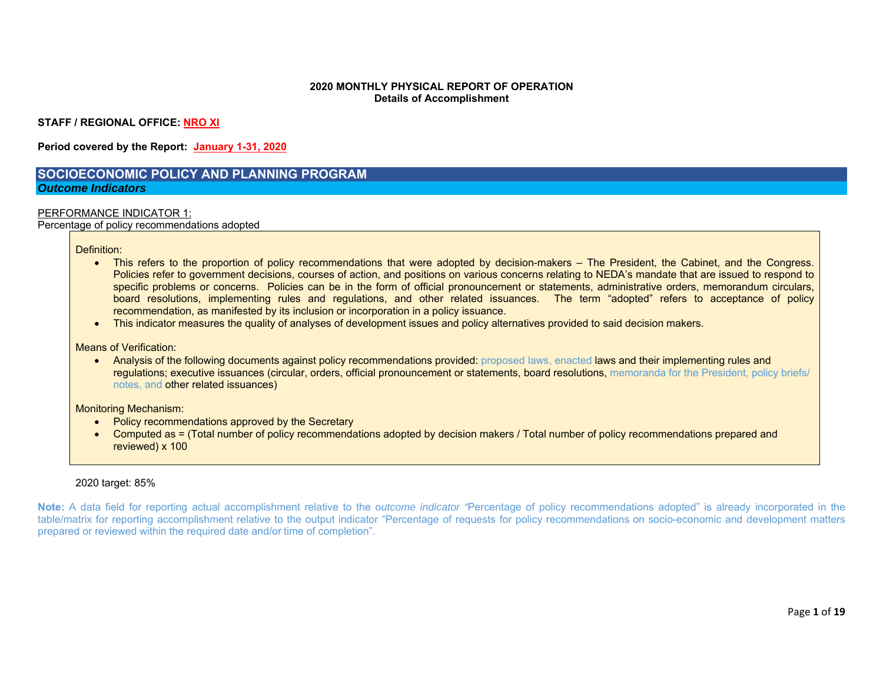**2020 MONTHLY PHYSICAL REPORT OF OPERATION**
**Details of Accomplishment**

**STAFF / REGIONAL OFFICE: NRO XI**

**Period covered by the Report: January 1-31, 2020**

## SOCIOECONOMIC POLICY AND PLANNING PROGRAM

### *Outcome Indicators*

PERFORMANCE INDICATOR 1:
Percentage of policy recommendations adopted

Definition:

- This refers to the proportion of policy recommendations that were adopted by decision-makers – The President, the Cabinet, and the Congress. Policies refer to government decisions, courses of action, and positions on various concerns relating to NEDA's mandate that are issued to respond to specific problems or concerns. Policies can be in the form of official pronouncement or statements, administrative orders, memorandum circulars, board resolutions, implementing rules and regulations, and other related issuances. The term "adopted" refers to acceptance of policy recommendation, as manifested by its inclusion or incorporation in a policy issuance.
- This indicator measures the quality of analyses of development issues and policy alternatives provided to said decision makers.

Means of Verification:

- Analysis of the following documents against policy recommendations provided: proposed laws, enacted laws and their implementing rules and regulations; executive issuances (circular, orders, official pronouncement or statements, board resolutions, memoranda for the President, policy briefs/ notes, and other related issuances)

Monitoring Mechanism:

- Policy recommendations approved by the Secretary
- Computed as = (Total number of policy recommendations adopted by decision makers / Total number of policy recommendations prepared and reviewed) x 100

2020 target: 85%

**Note:** A data field for reporting actual accomplishment relative to the o*utcome indicator* "Percentage of policy recommendations adopted" is already incorporated in the table/matrix for reporting accomplishment relative to the output indicator "Percentage of requests for policy recommendations on socio-economic and development matters prepared or reviewed within the required date and/or time of completion".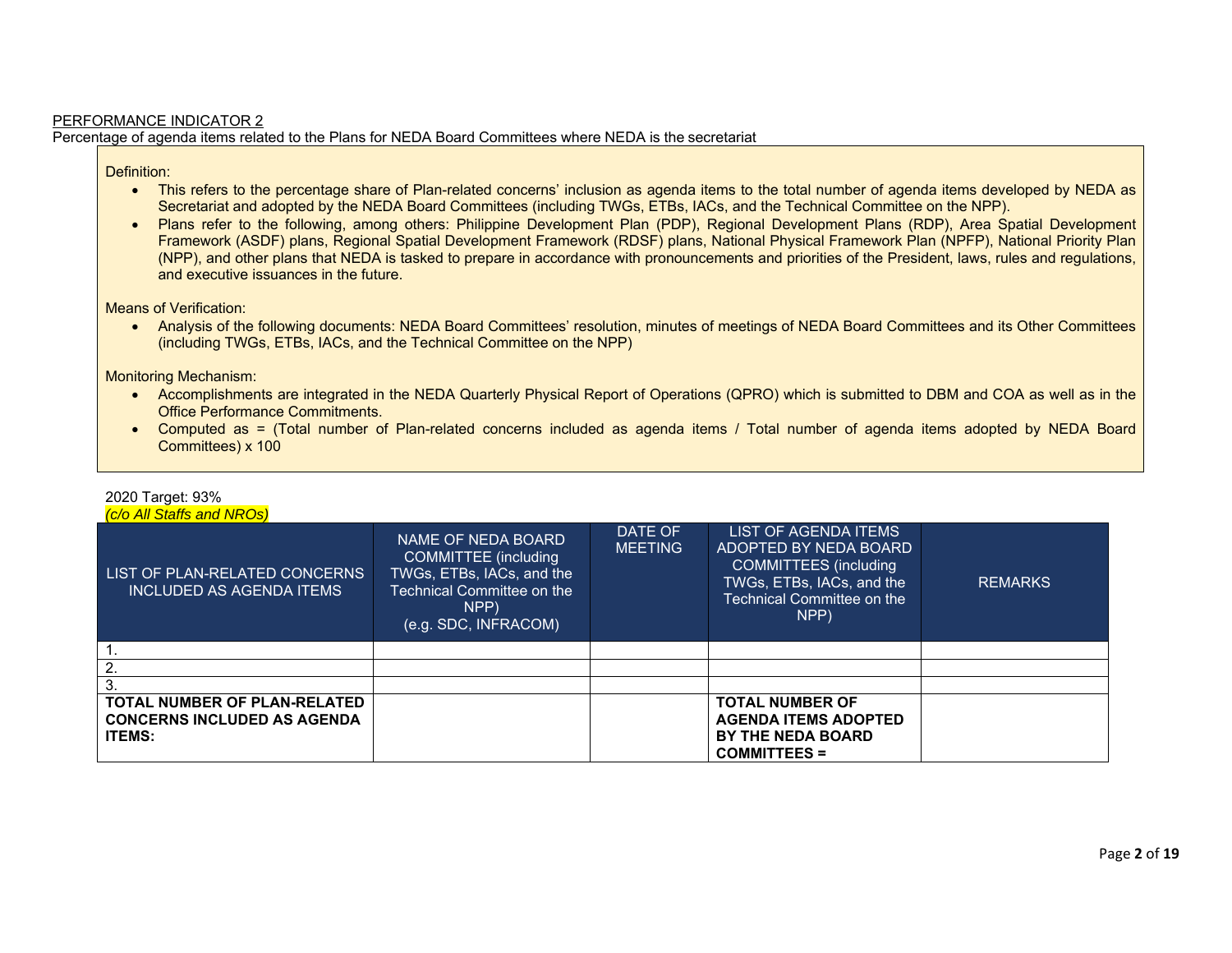PERFORMANCE INDICATOR 2

Percentage of agenda items related to the Plans for NEDA Board Committees where NEDA is the secretariat

Definition:

- This refers to the percentage share of Plan-related concerns' inclusion as agenda items to the total number of agenda items developed by NEDA as Secretariat and adopted by the NEDA Board Committees (including TWGs, ETBs, IACs, and the Technical Committee on the NPP).
- Plans refer to the following, among others: Philippine Development Plan (PDP), Regional Development Plans (RDP), Area Spatial Development Framework (ASDF) plans, Regional Spatial Development Framework (RDSF) plans, National Physical Framework Plan (NPFP), National Priority Plan (NPP), and other plans that NEDA is tasked to prepare in accordance with pronouncements and priorities of the President, laws, rules and regulations, and executive issuances in the future.

Means of Verification:

- Analysis of the following documents: NEDA Board Committees' resolution, minutes of meetings of NEDA Board Committees and its Other Committees (including TWGs, ETBs, IACs, and the Technical Committee on the NPP)

Monitoring Mechanism:

- Accomplishments are integrated in the NEDA Quarterly Physical Report of Operations (QPRO) which is submitted to DBM and COA as well as in the Office Performance Commitments.
- Computed as = (Total number of Plan-related concerns included as agenda items / Total number of agenda items adopted by NEDA Board Committees) x 100

2020 Target: 93%

*(c/o All Staffs and NROs)*

| LIST OF PLAN-RELATED CONCERNS INCLUDED AS AGENDA ITEMS | NAME OF NEDA BOARD COMMITTEE (including TWGs, ETBs, IACs, and the Technical Committee on the NPP) (e.g. SDC, INFRACOM) | DATE OF MEETING | LIST OF AGENDA ITEMS ADOPTED BY NEDA BOARD COMMITTEES (including TWGs, ETBs, IACs, and the Technical Committee on the NPP) | REMARKS |
|---|---|---|---|---|
| 1. | | | | |
| 2. | | | | |
| 3. | | | | |
| **TOTAL NUMBER OF PLAN-RELATED CONCERNS INCLUDED AS AGENDA ITEMS:** | | | **TOTAL NUMBER OF AGENDA ITEMS ADOPTED BY THE NEDA BOARD COMMITTEES =** | |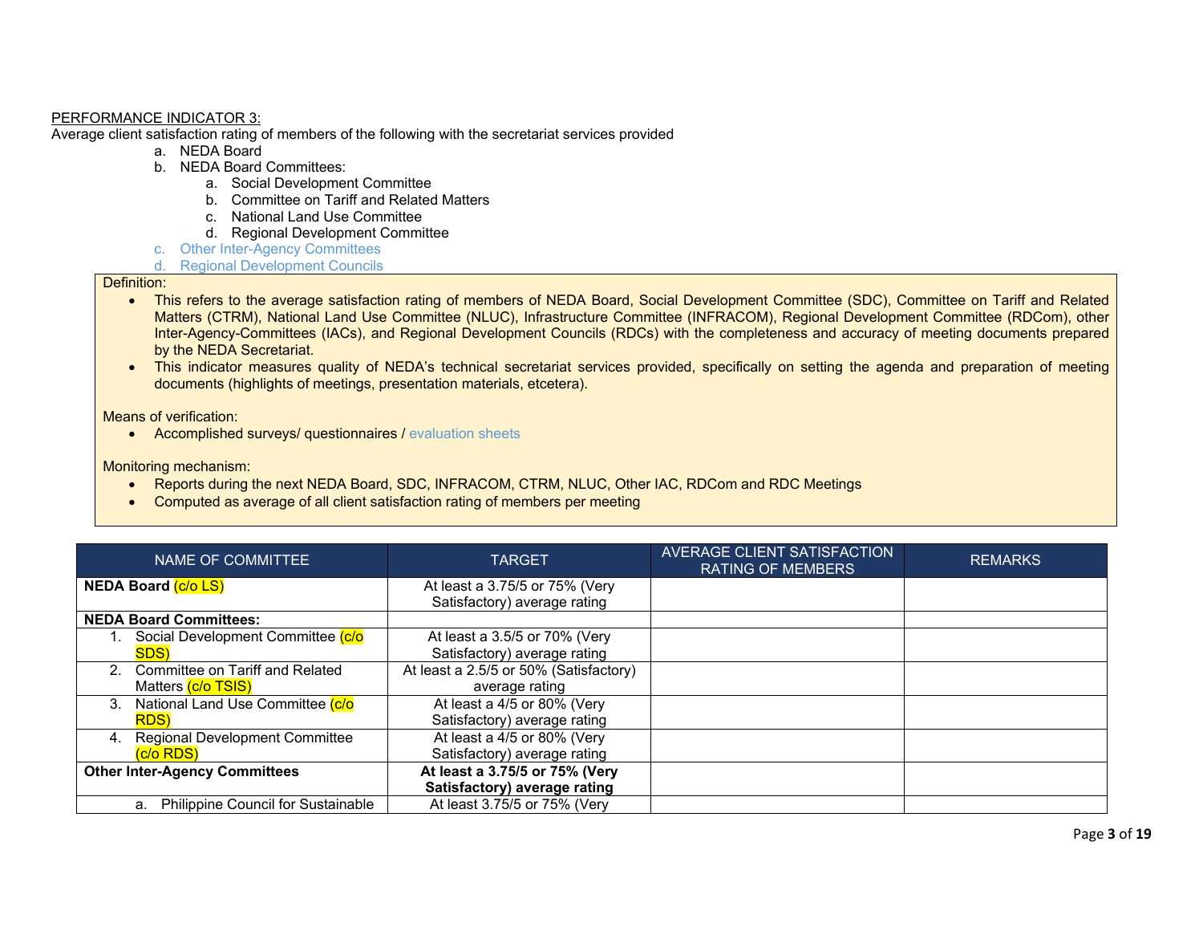PERFORMANCE INDICATOR 3:

Average client satisfaction rating of members of the following with the secretariat services provided

a. NEDA Board
b. NEDA Board Committees:
    a. Social Development Committee
    b. Committee on Tariff and Related Matters
    c. National Land Use Committee
    d. Regional Development Committee
c. Other Inter-Agency Committees
d. Regional Development Councils

Definition:

- This refers to the average satisfaction rating of members of NEDA Board, Social Development Committee (SDC), Committee on Tariff and Related Matters (CTRM), National Land Use Committee (NLUC), Infrastructure Committee (INFRACOM), Regional Development Committee (RDCom), other Inter-Agency-Committees (IACs), and Regional Development Councils (RDCs) with the completeness and accuracy of meeting documents prepared by the NEDA Secretariat.
- This indicator measures quality of NEDA's technical secretariat services provided, specifically on setting the agenda and preparation of meeting documents (highlights of meetings, presentation materials, etcetera).

Means of verification:

- Accomplished surveys/ questionnaires / evaluation sheets

Monitoring mechanism:

- Reports during the next NEDA Board, SDC, INFRACOM, CTRM, NLUC, Other IAC, RDCom and RDC Meetings
- Computed as average of all client satisfaction rating of members per meeting

| NAME OF COMMITTEE | TARGET | AVERAGE CLIENT SATISFACTION RATING OF MEMBERS | REMARKS |
|---|---|---|---|
| **NEDA Board** (c/o LS) | At least a 3.75/5 or 75% (Very Satisfactory) average rating | | |
| **NEDA Board Committees:** | | | |
| 1. Social Development Committee (c/o SDS) | At least a 3.5/5 or 70% (Very Satisfactory) average rating | | |
| 2. Committee on Tariff and Related Matters (c/o TSIS) | At least a 2.5/5 or 50% (Satisfactory) average rating | | |
| 3. National Land Use Committee (c/o RDS) | At least a 4/5 or 80% (Very Satisfactory) average rating | | |
| 4. Regional Development Committee (c/o RDS) | At least a 4/5 or 80% (Very Satisfactory) average rating | | |
| **Other Inter-Agency Committees** | **At least a 3.75/5 or 75% (Very Satisfactory) average rating** | | |
| a. Philippine Council for Sustainable | At least 3.75/5 or 75% (Very | | |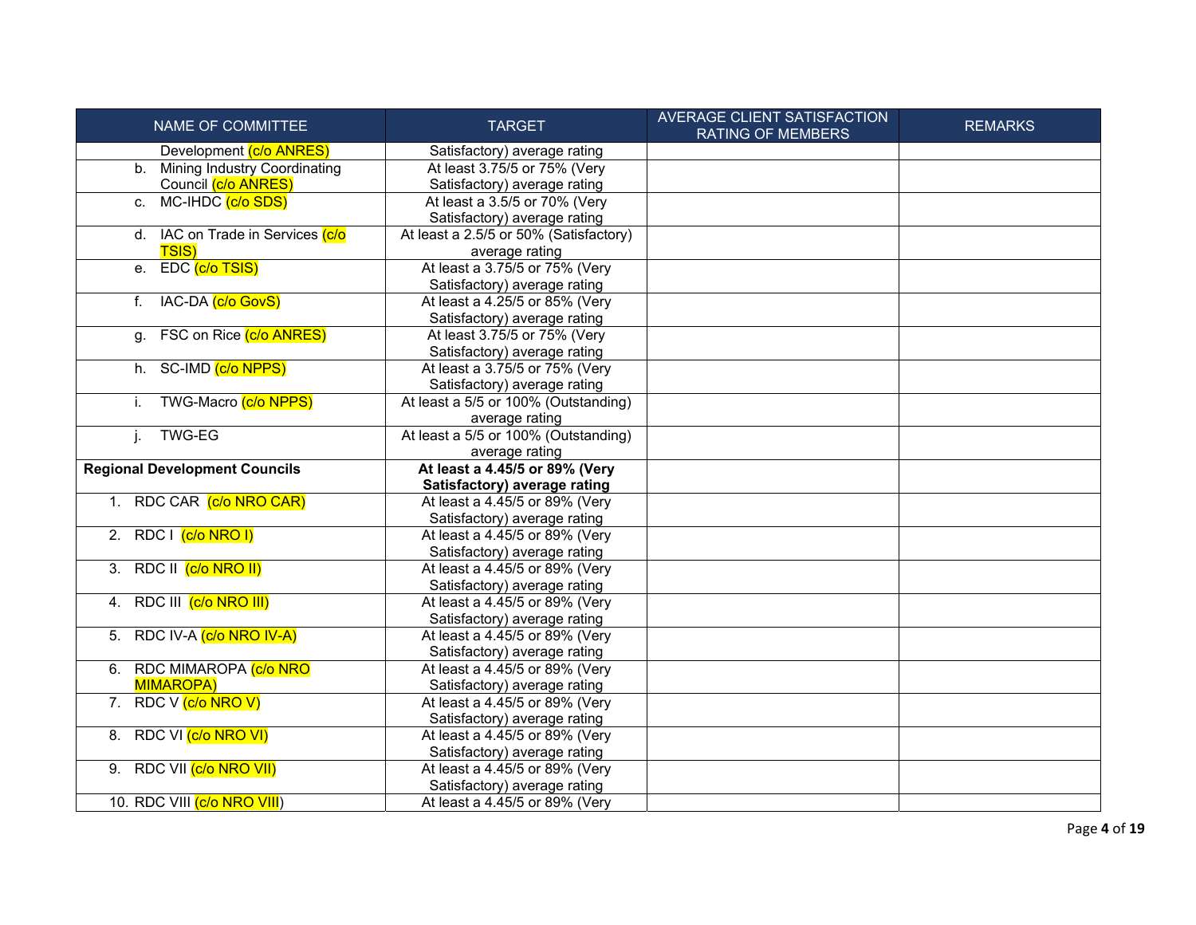| NAME OF COMMITTEE | TARGET | AVERAGE CLIENT SATISFACTION RATING OF MEMBERS | REMARKS |
|---|---|---|---|
| Development (c/o ANRES) | Satisfactory) average rating | | |
| b. Mining Industry Coordinating Council (c/o ANRES) | At least 3.75/5 or 75% (Very Satisfactory) average rating | | |
| c. MC-IHDC (c/o SDS) | At least a 3.5/5 or 70% (Very Satisfactory) average rating | | |
| d. IAC on Trade in Services (c/o TSIS) | At least a 2.5/5 or 50% (Satisfactory) average rating | | |
| e. EDC (c/o TSIS) | At least a 3.75/5 or 75% (Very Satisfactory) average rating | | |
| f. IAC-DA (c/o GovS) | At least a 4.25/5 or 85% (Very Satisfactory) average rating | | |
| g. FSC on Rice (c/o ANRES) | At least 3.75/5 or 75% (Very Satisfactory) average rating | | |
| h. SC-IMD (c/o NPPS) | At least a 3.75/5 or 75% (Very Satisfactory) average rating | | |
| i. TWG-Macro (c/o NPPS) | At least a 5/5 or 100% (Outstanding) average rating | | |
| j. TWG-EG | At least a 5/5 or 100% (Outstanding) average rating | | |
| **Regional Development Councils** | **At least a 4.45/5 or 89% (Very Satisfactory) average rating** | | |
| 1. RDC CAR (c/o NRO CAR) | At least a 4.45/5 or 89% (Very Satisfactory) average rating | | |
| 2. RDC I (c/o NRO I) | At least a 4.45/5 or 89% (Very Satisfactory) average rating | | |
| 3. RDC II (c/o NRO II) | At least a 4.45/5 or 89% (Very Satisfactory) average rating | | |
| 4. RDC III (c/o NRO III) | At least a 4.45/5 or 89% (Very Satisfactory) average rating | | |
| 5. RDC IV-A (c/o NRO IV-A) | At least a 4.45/5 or 89% (Very Satisfactory) average rating | | |
| 6. RDC MIMAROPA (c/o NRO MIMAROPA) | At least a 4.45/5 or 89% (Very Satisfactory) average rating | | |
| 7. RDC V (c/o NRO V) | At least a 4.45/5 or 89% (Very Satisfactory) average rating | | |
| 8. RDC VI (c/o NRO VI) | At least a 4.45/5 or 89% (Very Satisfactory) average rating | | |
| 9. RDC VII (c/o NRO VII) | At least a 4.45/5 or 89% (Very Satisfactory) average rating | | |
| 10. RDC VIII (c/o NRO VIII) | At least a 4.45/5 or 89% (Very | | |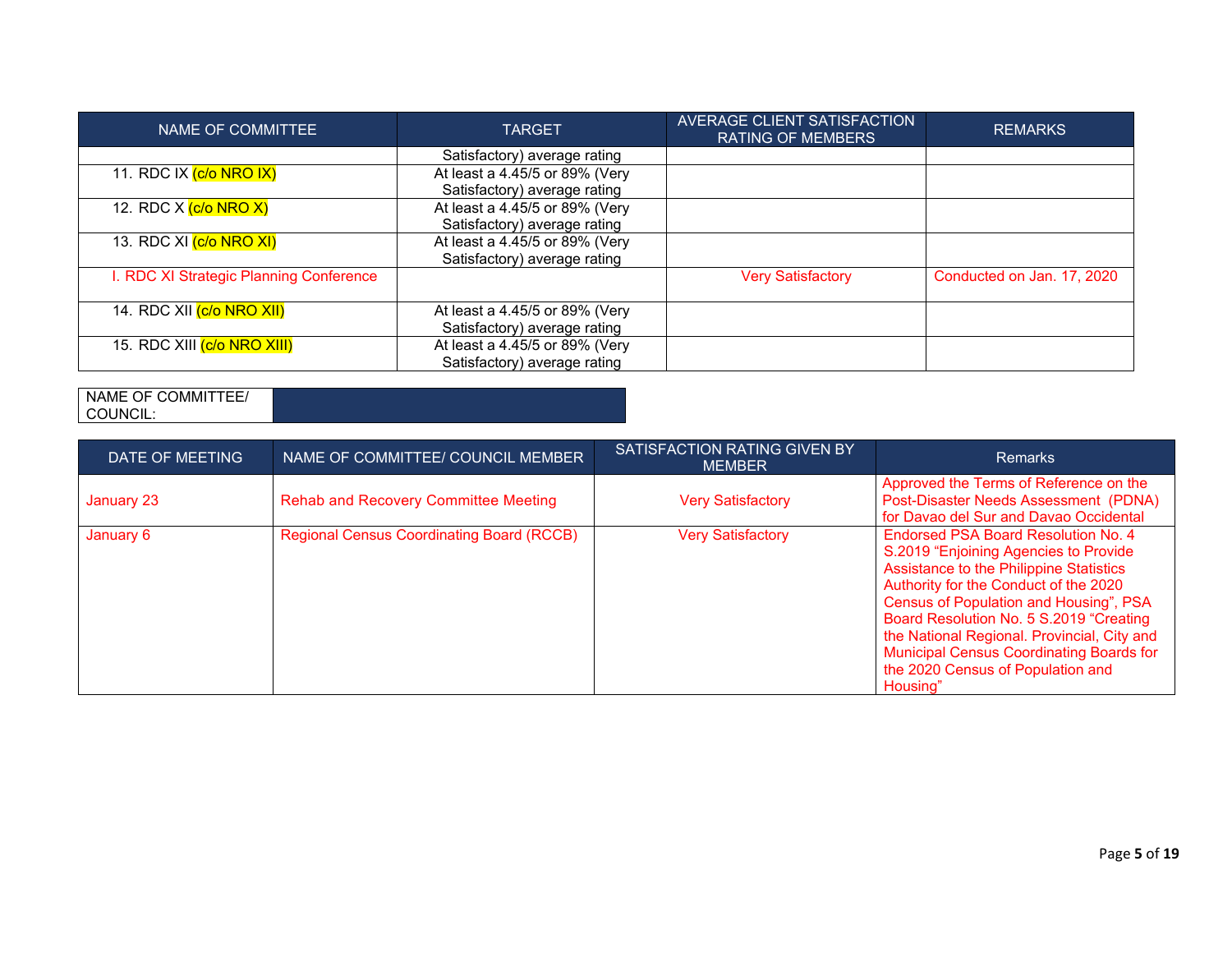| NAME OF COMMITTEE | TARGET | AVERAGE CLIENT SATISFACTION RATING OF MEMBERS | REMARKS |
|---|---|---|---|
| | Satisfactory) average rating | | |
| 11. RDC IX (c/o NRO IX) | At least a 4.45/5 or 89% (Very Satisfactory) average rating | | |
| 12. RDC X (c/o NRO X) | At least a 4.45/5 or 89% (Very Satisfactory) average rating | | |
| 13. RDC XI (c/o NRO XI) | At least a 4.45/5 or 89% (Very Satisfactory) average rating | | |
| I. RDC XI Strategic Planning Conference | | Very Satisfactory | Conducted on Jan. 17, 2020 |
| 14. RDC XII (c/o NRO XII) | At least a 4.45/5 or 89% (Very Satisfactory) average rating | | |
| 15. RDC XIII (c/o NRO XIII) | At least a 4.45/5 or 89% (Very Satisfactory) average rating | | |

| NAME OF COMMITTEE/ COUNCIL: | |
|---|---|

| DATE OF MEETING | NAME OF COMMITTEE/ COUNCIL MEMBER | SATISFACTION RATING GIVEN BY MEMBER | Remarks |
|---|---|---|---|
| January 23 | Rehab and Recovery Committee Meeting | Very Satisfactory | Approved the Terms of Reference on the Post-Disaster Needs Assessment (PDNA) for Davao del Sur and Davao Occidental |
| January 6 | Regional Census Coordinating Board (RCCB) | Very Satisfactory | Endorsed PSA Board Resolution No. 4 S.2019 "Enjoining Agencies to Provide Assistance to the Philippine Statistics Authority for the Conduct of the 2020 Census of Population and Housing", PSA Board Resolution No. 5 S.2019 "Creating the National Regional. Provincial, City and Municipal Census Coordinating Boards for the 2020 Census of Population and Housing" |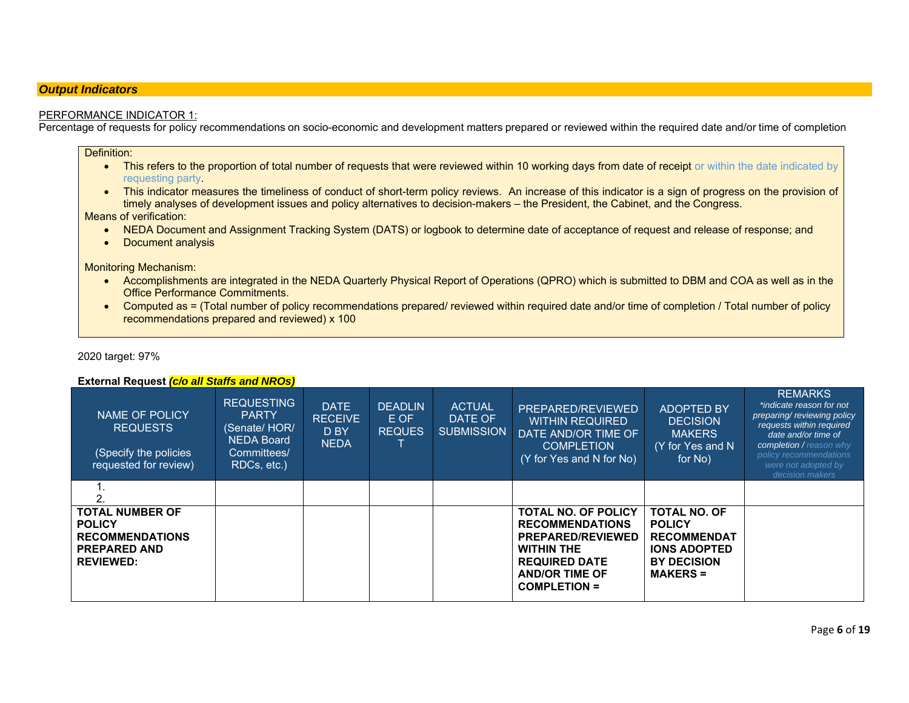## *Output Indicators*

PERFORMANCE INDICATOR 1:

Percentage of requests for policy recommendations on socio-economic and development matters prepared or reviewed within the required date and/or time of completion

Definition:

- This refers to the proportion of total number of requests that were reviewed within 10 working days from date of receipt or within the date indicated by requesting party.
- This indicator measures the timeliness of conduct of short-term policy reviews. An increase of this indicator is a sign of progress on the provision of timely analyses of development issues and policy alternatives to decision-makers – the President, the Cabinet, and the Congress.

Means of verification:

- NEDA Document and Assignment Tracking System (DATS) or logbook to determine date of acceptance of request and release of response; and
- Document analysis

Monitoring Mechanism:

- Accomplishments are integrated in the NEDA Quarterly Physical Report of Operations (QPRO) which is submitted to DBM and COA as well as in the Office Performance Commitments.
- Computed as = (Total number of policy recommendations prepared/ reviewed within required date and/or time of completion / Total number of policy recommendations prepared and reviewed) x 100

2020 target: 97%

**External Request *(c/o all Staffs and NROs)***

| NAME OF POLICY REQUESTS (Specify the policies requested for review) | REQUESTING PARTY (Senate/ HOR/ NEDA Board Committees/ RDCs, etc.) | DATE RECEIVED BY NEDA | DEADLINE OF REQUEST | ACTUAL DATE OF SUBMISSION | PREPARED/REVIEWED WITHIN REQUIRED DATE AND/OR TIME OF COMPLETION (Y for Yes and N for No) | ADOPTED BY DECISION MAKERS (Y for Yes and N for No) | REMARKS *\*indicate reason for not preparing/ reviewing policy requests within required date and/or time of completion / reason why policy recommendations were not adopted by decision makers* |
|---|---|---|---|---|---|---|---|
| 1.<br>2. | | | | | | | |
| **TOTAL NUMBER OF POLICY RECOMMENDATIONS PREPARED AND REVIEWED:** | | | | | **TOTAL NO. OF POLICY RECOMMENDATIONS PREPARED/REVIEWED WITHIN THE REQUIRED DATE AND/OR TIME OF COMPLETION =** | **TOTAL NO. OF POLICY RECOMMENDATIONS ADOPTED BY DECISION MAKERS =** | |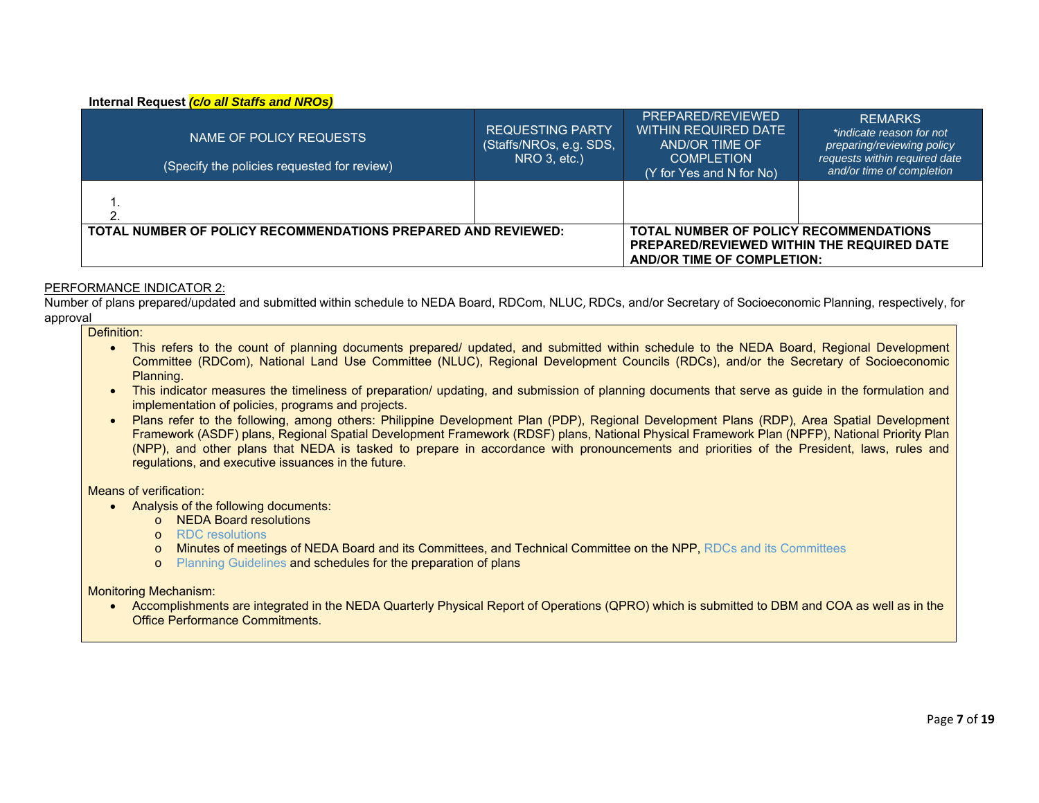**Internal Request *(c/o all Staffs and NROs)***

| NAME OF POLICY REQUESTS (Specify the policies requested for review) | REQUESTING PARTY (Staffs/NROs, e.g. SDS, NRO 3, etc.) | PREPARED/REVIEWED WITHIN REQUIRED DATE AND/OR TIME OF COMPLETION (Y for Yes and N for No) | REMARKS *\*indicate reason for not preparing/reviewing policy requests within required date and/or time of completion* |
|---|---|---|---|
| 1.<br>2. | | | |
| **TOTAL NUMBER OF POLICY RECOMMENDATIONS PREPARED AND REVIEWED:** | | **TOTAL NUMBER OF POLICY RECOMMENDATIONS PREPARED/REVIEWED WITHIN THE REQUIRED DATE AND/OR TIME OF COMPLETION:** | |

PERFORMANCE INDICATOR 2:

Number of plans prepared/updated and submitted within schedule to NEDA Board, RDCom, NLUC, RDCs, and/or Secretary of Socioeconomic Planning, respectively, for approval

Definition:

- This refers to the count of planning documents prepared/ updated, and submitted within schedule to the NEDA Board, Regional Development Committee (RDCom), National Land Use Committee (NLUC), Regional Development Councils (RDCs), and/or the Secretary of Socioeconomic Planning.
- This indicator measures the timeliness of preparation/ updating, and submission of planning documents that serve as guide in the formulation and implementation of policies, programs and projects.
- Plans refer to the following, among others: Philippine Development Plan (PDP), Regional Development Plans (RDP), Area Spatial Development Framework (ASDF) plans, Regional Spatial Development Framework (RDSF) plans, National Physical Framework Plan (NPFP), National Priority Plan (NPP), and other plans that NEDA is tasked to prepare in accordance with pronouncements and priorities of the President, laws, rules and regulations, and executive issuances in the future.

Means of verification:

- Analysis of the following documents:
  - NEDA Board resolutions
  - RDC resolutions
  - Minutes of meetings of NEDA Board and its Committees, and Technical Committee on the NPP, RDCs and its Committees
  - Planning Guidelines and schedules for the preparation of plans

Monitoring Mechanism:

- Accomplishments are integrated in the NEDA Quarterly Physical Report of Operations (QPRO) which is submitted to DBM and COA as well as in the Office Performance Commitments.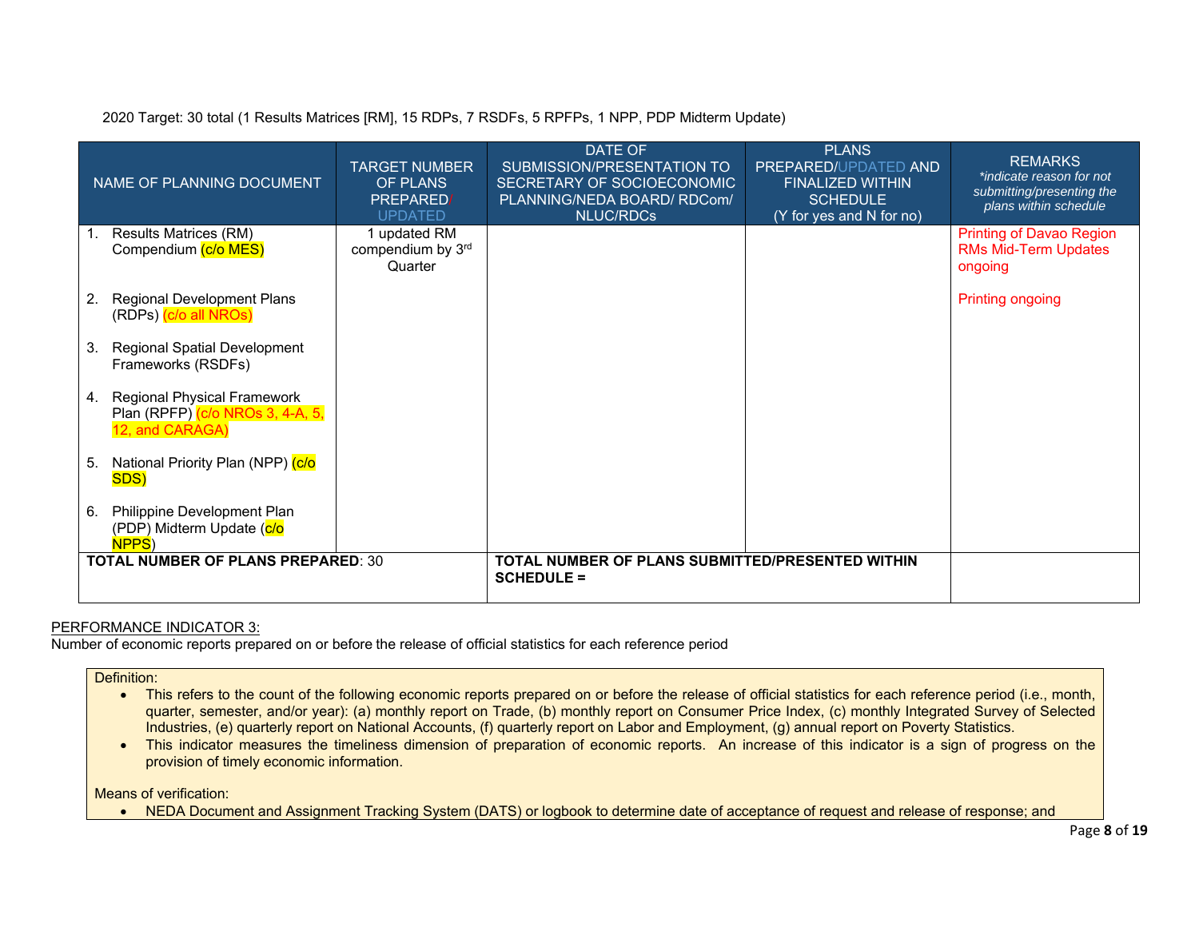2020 Target: 30 total (1 Results Matrices [RM], 15 RDPs, 7 RSDFs, 5 RPFPs, 1 NPP, PDP Midterm Update)

| NAME OF PLANNING DOCUMENT | TARGET NUMBER OF PLANS PREPARED/ UPDATED | DATE OF SUBMISSION/PRESENTATION TO SECRETARY OF SOCIOECONOMIC PLANNING/NEDA BOARD/ RDCom/ NLUC/RDCs | PLANS PREPARED/UPDATED AND FINALIZED WITHIN SCHEDULE (Y for yes and N for no) | REMARKS *indicate reason for not submitting/presenting the plans within schedule* |
|---|---|---|---|---|
| 1. Results Matrices (RM) Compendium (c/o MES) | 1 updated RM compendium by 3rd Quarter | | | Printing of Davao Region RMs Mid-Term Updates ongoing |
| 2. Regional Development Plans (RDPs) (c/o all NROs) | | | | Printing ongoing |
| 3. Regional Spatial Development Frameworks (RSDFs) | | | | |
| 4. Regional Physical Framework Plan (RPFP) (c/o NROs 3, 4-A, 5, 12, and CARAGA) | | | | |
| 5. National Priority Plan (NPP) (c/o SDS) | | | | |
| 6. Philippine Development Plan (PDP) Midterm Update (c/o NPPS) | | | | |
| **TOTAL NUMBER OF PLANS PREPARED**: 30 | | **TOTAL NUMBER OF PLANS SUBMITTED/PRESENTED WITHIN SCHEDULE =** | | |

PERFORMANCE INDICATOR 3:

Number of economic reports prepared on or before the release of official statistics for each reference period

Definition:

- This refers to the count of the following economic reports prepared on or before the release of official statistics for each reference period (i.e., month, quarter, semester, and/or year): (a) monthly report on Trade, (b) monthly report on Consumer Price Index, (c) monthly Integrated Survey of Selected Industries, (e) quarterly report on National Accounts, (f) quarterly report on Labor and Employment, (g) annual report on Poverty Statistics.
- This indicator measures the timeliness dimension of preparation of economic reports. An increase of this indicator is a sign of progress on the provision of timely economic information.

Means of verification:

- NEDA Document and Assignment Tracking System (DATS) or logbook to determine date of acceptance of request and release of response; and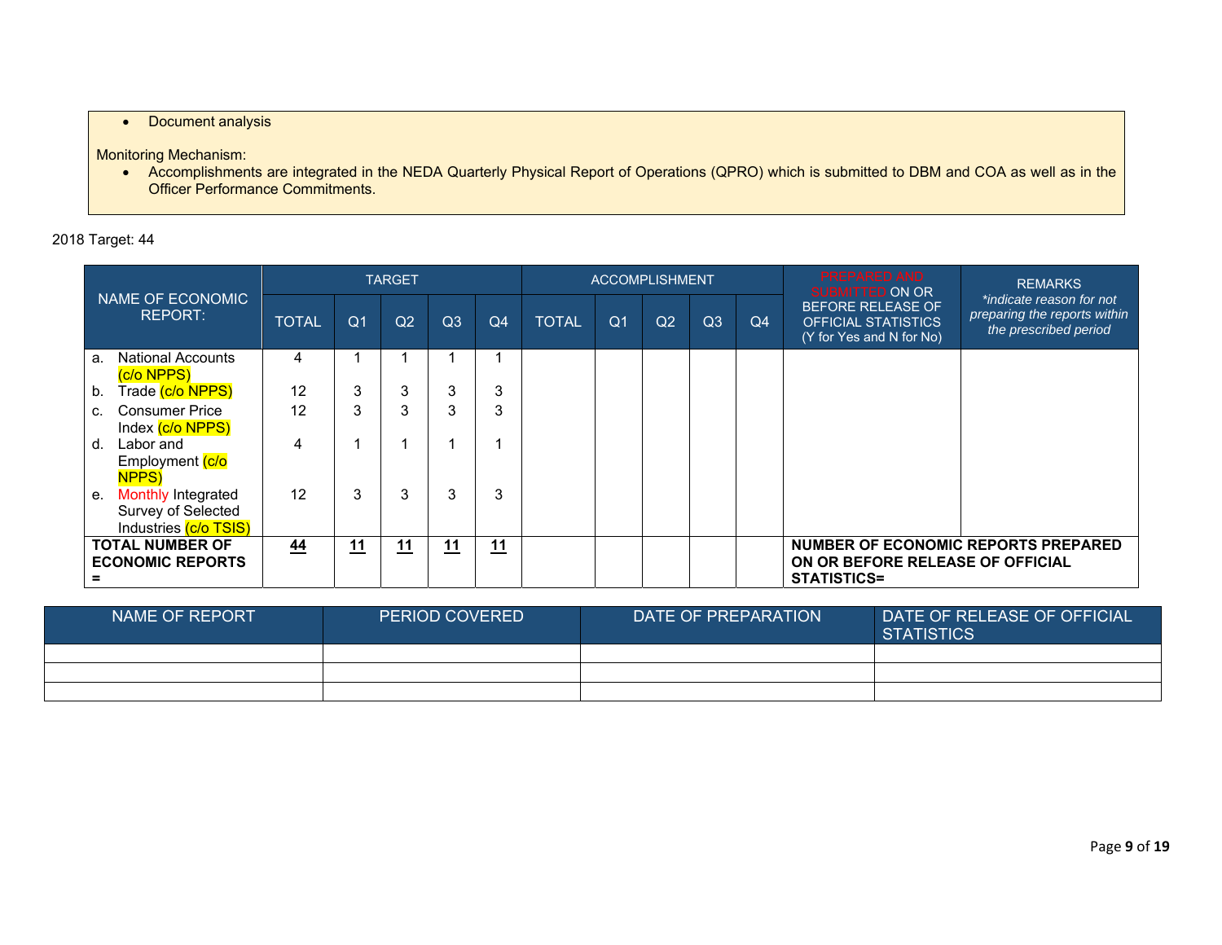- Document analysis

Monitoring Mechanism:

- Accomplishments are integrated in the NEDA Quarterly Physical Report of Operations (QPRO) which is submitted to DBM and COA as well as in the Officer Performance Commitments.

2018 Target: 44

| NAME OF ECONOMIC REPORT: | TARGET | | | | | ACCOMPLISHMENT | | | | | PREPARED AND SUBMITTED ON OR BEFORE RELEASE OF OFFICIAL STATISTICS (Y for Yes and N for No) | REMARKS *indicate reason for not preparing the reports within the prescribed period* |
|---|---|---|---|---|---|---|---|---|---|---|---|---|
| | TOTAL | Q1 | Q2 | Q3 | Q4 | TOTAL | Q1 | Q2 | Q3 | Q4 | | |
| a. National Accounts (c/o NPPS) | 4 | 1 | 1 | 1 | 1 | | | | | | | |
| b. Trade (c/o NPPS) | 12 | 3 | 3 | 3 | 3 | | | | | | | |
| c. Consumer Price Index (c/o NPPS) | 12 | 3 | 3 | 3 | 3 | | | | | | | |
| d. Labor and Employment (c/o NPPS) | 4 | 1 | 1 | 1 | 1 | | | | | | | |
| e. Monthly Integrated Survey of Selected Industries (c/o TSIS) | 12 | 3 | 3 | 3 | 3 | | | | | | | |
| **TOTAL NUMBER OF ECONOMIC REPORTS =** | **44** | **11** | **11** | **11** | **11** | | | | | | **NUMBER OF ECONOMIC REPORTS PREPARED ON OR BEFORE RELEASE OF OFFICIAL STATISTICS=** | |

| NAME OF REPORT | PERIOD COVERED | DATE OF PREPARATION | DATE OF RELEASE OF OFFICIAL STATISTICS |
|---|---|---|---|
| | | | |
| | | | |
| | | | |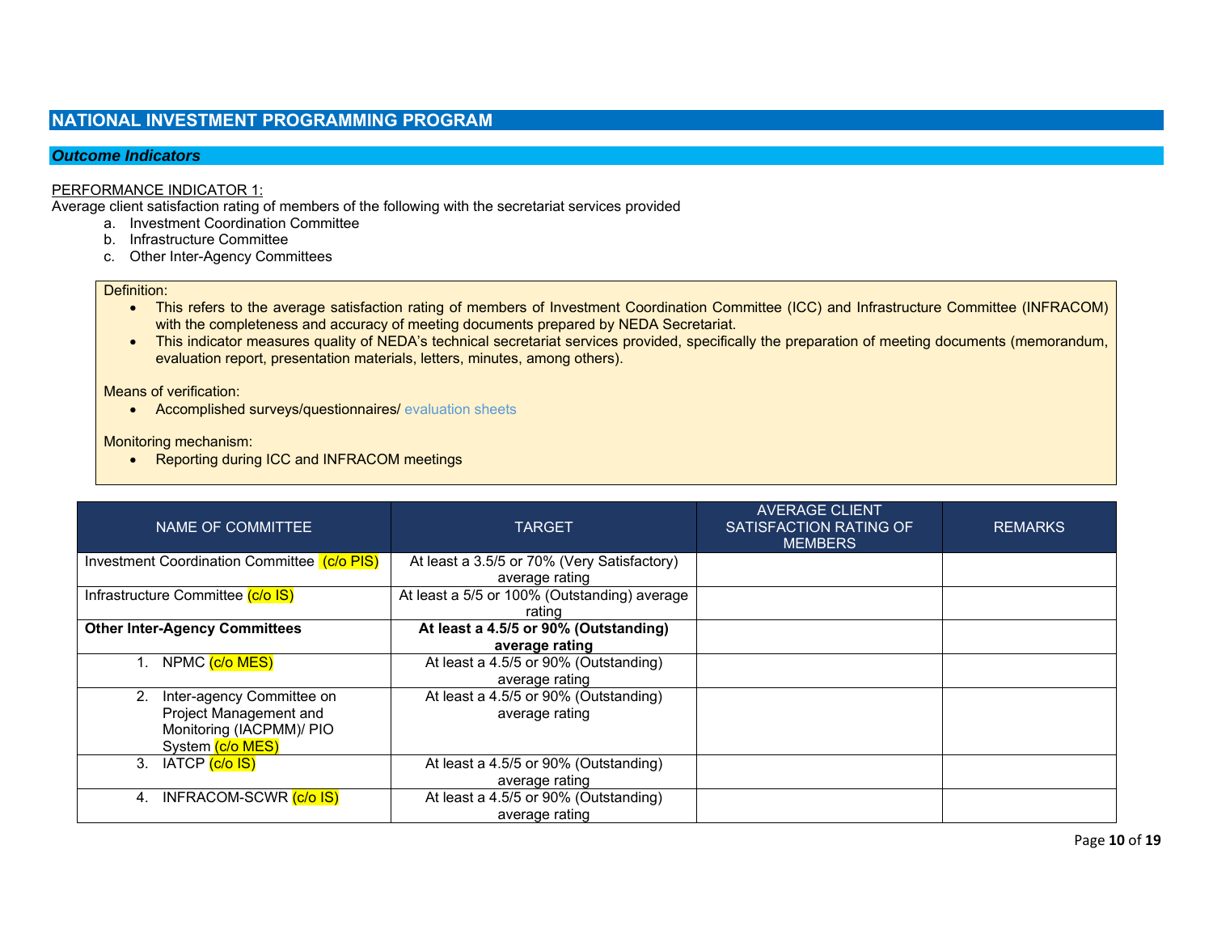## NATIONAL INVESTMENT PROGRAMMING PROGRAM

### *Outcome Indicators*

PERFORMANCE INDICATOR 1:

Average client satisfaction rating of members of the following with the secretariat services provided

a. Investment Coordination Committee
b. Infrastructure Committee
c. Other Inter-Agency Committees

Definition:

- This refers to the average satisfaction rating of members of Investment Coordination Committee (ICC) and Infrastructure Committee (INFRACOM) with the completeness and accuracy of meeting documents prepared by NEDA Secretariat.
- This indicator measures quality of NEDA's technical secretariat services provided, specifically the preparation of meeting documents (memorandum, evaluation report, presentation materials, letters, minutes, among others).

Means of verification:

- Accomplished surveys/questionnaires/ evaluation sheets

Monitoring mechanism:

- Reporting during ICC and INFRACOM meetings

| NAME OF COMMITTEE | TARGET | AVERAGE CLIENT SATISFACTION RATING OF MEMBERS | REMARKS |
|---|---|---|---|
| Investment Coordination Committee (c/o PIS) | At least a 3.5/5 or 70% (Very Satisfactory) average rating | | |
| Infrastructure Committee (c/o IS) | At least a 5/5 or 100% (Outstanding) average rating | | |
| **Other Inter-Agency Committees** | **At least a 4.5/5 or 90% (Outstanding) average rating** | | |
| 1. NPMC (c/o MES) | At least a 4.5/5 or 90% (Outstanding) average rating | | |
| 2. Inter-agency Committee on Project Management and Monitoring (IACPMM)/ PIO System (c/o MES) | At least a 4.5/5 or 90% (Outstanding) average rating | | |
| 3. IATCP (c/o IS) | At least a 4.5/5 or 90% (Outstanding) average rating | | |
| 4. INFRACOM-SCWR (c/o IS) | At least a 4.5/5 or 90% (Outstanding) average rating | | |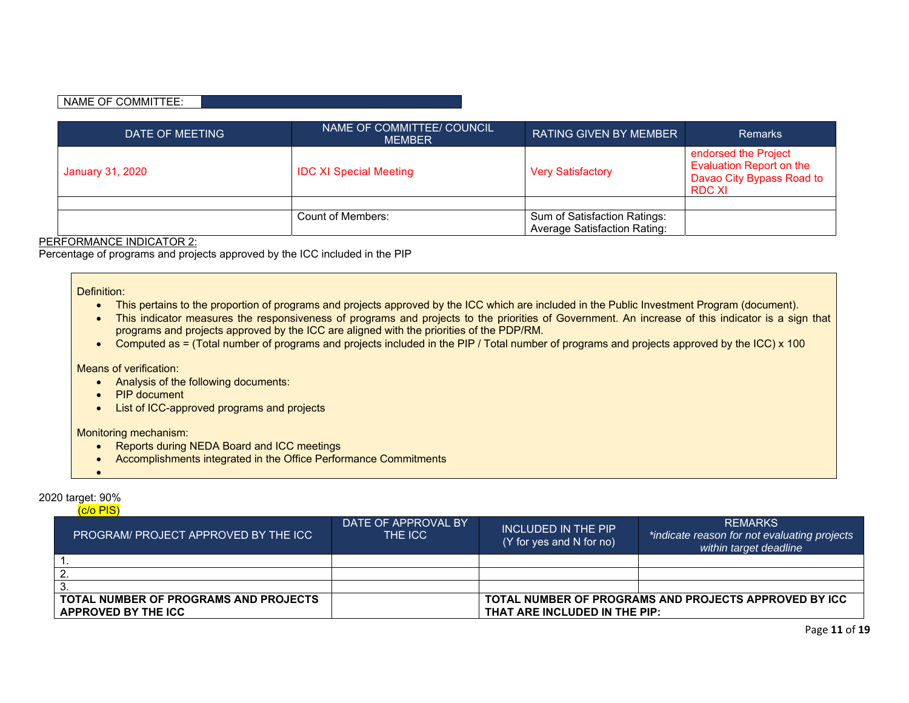| NAME OF COMMITTEE: | |
|---|---|

| DATE OF MEETING | NAME OF COMMITTEE/ COUNCIL MEMBER | RATING GIVEN BY MEMBER | Remarks |
|---|---|---|---|
| January 31, 2020 | IDC XI Special Meeting | Very Satisfactory | endorsed the Project Evaluation Report on the Davao City Bypass Road to RDC XI |
| | | | |
| | Count of Members: | Sum of Satisfaction Ratings: Average Satisfaction Rating: | |

PERFORMANCE INDICATOR 2:

Percentage of programs and projects approved by the ICC included in the PIP

Definition:

- This pertains to the proportion of programs and projects approved by the ICC which are included in the Public Investment Program (document).
- This indicator measures the responsiveness of programs and projects to the priorities of Government. An increase of this indicator is a sign that programs and projects approved by the ICC are aligned with the priorities of the PDP/RM.
- Computed as = (Total number of programs and projects included in the PIP / Total number of programs and projects approved by the ICC) x 100

Means of verification:

- Analysis of the following documents:
- PIP document
- List of ICC-approved programs and projects

Monitoring mechanism:

- Reports during NEDA Board and ICC meetings
- Accomplishments integrated in the Office Performance Commitments

2020 target: 90%

(c/o PIS)

| PROGRAM/ PROJECT APPROVED BY THE ICC | DATE OF APPROVAL BY THE ICC | INCLUDED IN THE PIP (Y for yes and N for no) | REMARKS *indicate reason for not evaluating projects within target deadline* |
|---|---|---|---|
| 1. | | | |
| 2. | | | |
| 3. | | | |
| **TOTAL NUMBER OF PROGRAMS AND PROJECTS APPROVED BY THE ICC** | | **TOTAL NUMBER OF PROGRAMS AND PROJECTS APPROVED BY ICC THAT ARE INCLUDED IN THE PIP:** | |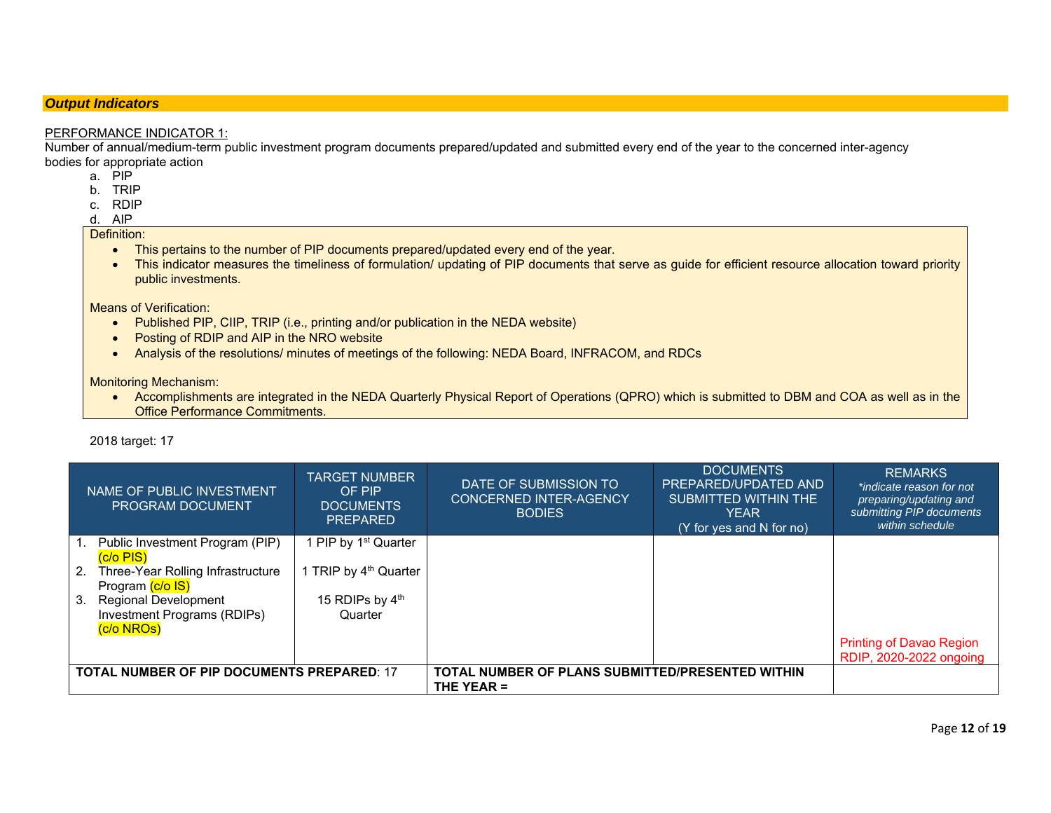***Output Indicators***

PERFORMANCE INDICATOR 1:

Number of annual/medium-term public investment program documents prepared/updated and submitted every end of the year to the concerned inter-agency bodies for appropriate action

a. PIP
b. TRIP
c. RDIP
d. AIP

Definition:

- This pertains to the number of PIP documents prepared/updated every end of the year.
- This indicator measures the timeliness of formulation/ updating of PIP documents that serve as guide for efficient resource allocation toward priority public investments.

Means of Verification:

- Published PIP, CIIP, TRIP (i.e., printing and/or publication in the NEDA website)
- Posting of RDIP and AIP in the NRO website
- Analysis of the resolutions/ minutes of meetings of the following: NEDA Board, INFRACOM, and RDCs

Monitoring Mechanism:

- Accomplishments are integrated in the NEDA Quarterly Physical Report of Operations (QPRO) which is submitted to DBM and COA as well as in the Office Performance Commitments.

2018 target: 17

| NAME OF PUBLIC INVESTMENT PROGRAM DOCUMENT | TARGET NUMBER OF PIP DOCUMENTS PREPARED | DATE OF SUBMISSION TO CONCERNED INTER-AGENCY BODIES | DOCUMENTS PREPARED/UPDATED AND SUBMITTED WITHIN THE YEAR (Y for yes and N for no) | REMARKS *indicate reason for not preparing/updating and submitting PIP documents within schedule* |
|---|---|---|---|---|
| 1. Public Investment Program (PIP) (c/o PIS) | 1 PIP by 1st Quarter | | | |
| 2. Three-Year Rolling Infrastructure Program (c/o IS) | 1 TRIP by 4th Quarter | | | |
| 3. Regional Development Investment Programs (RDIPs) (c/o NROs) | 15 RDIPs by 4th Quarter | | | Printing of Davao Region RDIP, 2020-2022 ongoing |
| **TOTAL NUMBER OF PIP DOCUMENTS PREPARED**: 17 | | **TOTAL NUMBER OF PLANS SUBMITTED/PRESENTED WITHIN THE YEAR =** | | |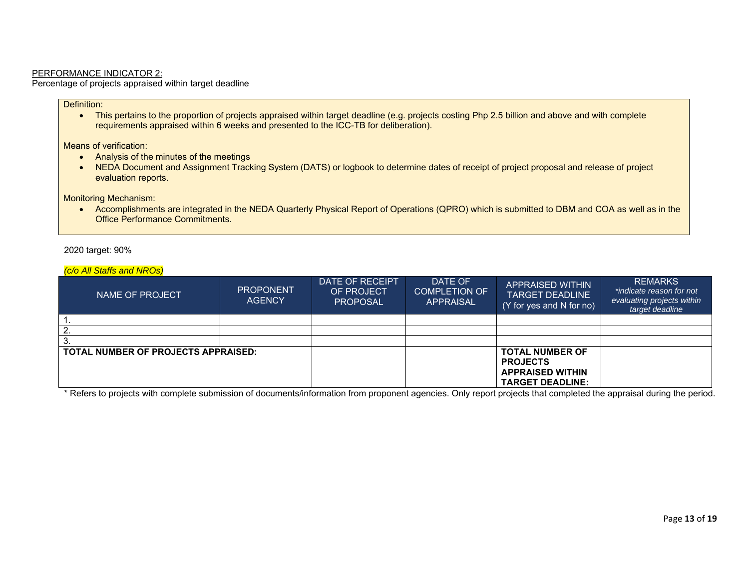PERFORMANCE INDICATOR 2:
Percentage of projects appraised within target deadline

Definition:

- This pertains to the proportion of projects appraised within target deadline (e.g. projects costing Php 2.5 billion and above and with complete requirements appraised within 6 weeks and presented to the ICC-TB for deliberation).

Means of verification:

- Analysis of the minutes of the meetings
- NEDA Document and Assignment Tracking System (DATS) or logbook to determine dates of receipt of project proposal and release of project evaluation reports.

Monitoring Mechanism:

- Accomplishments are integrated in the NEDA Quarterly Physical Report of Operations (QPRO) which is submitted to DBM and COA as well as in the Office Performance Commitments.

2020 target: 90%

*(c/o All Staffs and NROs)*

| NAME OF PROJECT | PROPONENT AGENCY | DATE OF RECEIPT OF PROJECT PROPOSAL | DATE OF COMPLETION OF APPRAISAL | APPRAISED WITHIN TARGET DEADLINE (Y for yes and N for no) | REMARKS *\*indicate reason for not evaluating projects within target deadline* |
|---|---|---|---|---|---|
| 1. | | | | | |
| 2. | | | | | |
| 3. | | | | | |
| **TOTAL NUMBER OF PROJECTS APPRAISED:** | | | | **TOTAL NUMBER OF PROJECTS APPRAISED WITHIN TARGET DEADLINE:** | |

\* Refers to projects with complete submission of documents/information from proponent agencies. Only report projects that completed the appraisal during the period.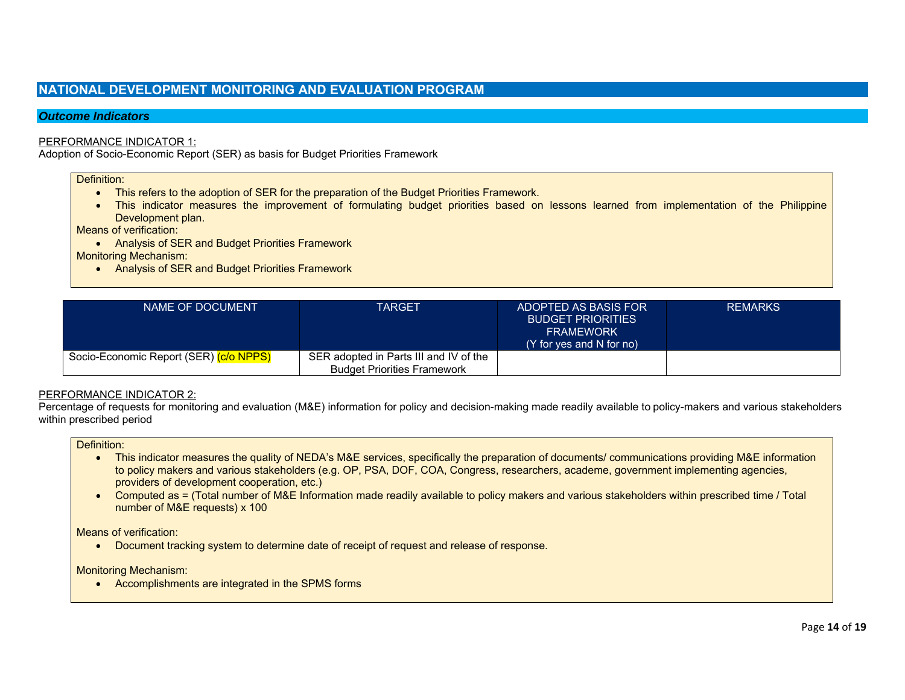## NATIONAL DEVELOPMENT MONITORING AND EVALUATION PROGRAM

### *Outcome Indicators*

PERFORMANCE INDICATOR 1:
Adoption of Socio-Economic Report (SER) as basis for Budget Priorities Framework

Definition:
- This refers to the adoption of SER for the preparation of the Budget Priorities Framework.
- This indicator measures the improvement of formulating budget priorities based on lessons learned from implementation of the Philippine Development plan.

Means of verification:
- Analysis of SER and Budget Priorities Framework

Monitoring Mechanism:
- Analysis of SER and Budget Priorities Framework

| NAME OF DOCUMENT | TARGET | ADOPTED AS BASIS FOR BUDGET PRIORITIES FRAMEWORK (Y for yes and N for no) | REMARKS |
|---|---|---|---|
| Socio-Economic Report (SER) (c/o NPPS) | SER adopted in Parts III and IV of the Budget Priorities Framework | | |

PERFORMANCE INDICATOR 2:
Percentage of requests for monitoring and evaluation (M&E) information for policy and decision-making made readily available to policy-makers and various stakeholders within prescribed period

Definition:
- This indicator measures the quality of NEDA's M&E services, specifically the preparation of documents/ communications providing M&E information to policy makers and various stakeholders (e.g. OP, PSA, DOF, COA, Congress, researchers, academe, government implementing agencies, providers of development cooperation, etc.)
- Computed as = (Total number of M&E Information made readily available to policy makers and various stakeholders within prescribed time / Total number of M&E requests) x 100

Means of verification:
- Document tracking system to determine date of receipt of request and release of response.

Monitoring Mechanism:
- Accomplishments are integrated in the SPMS forms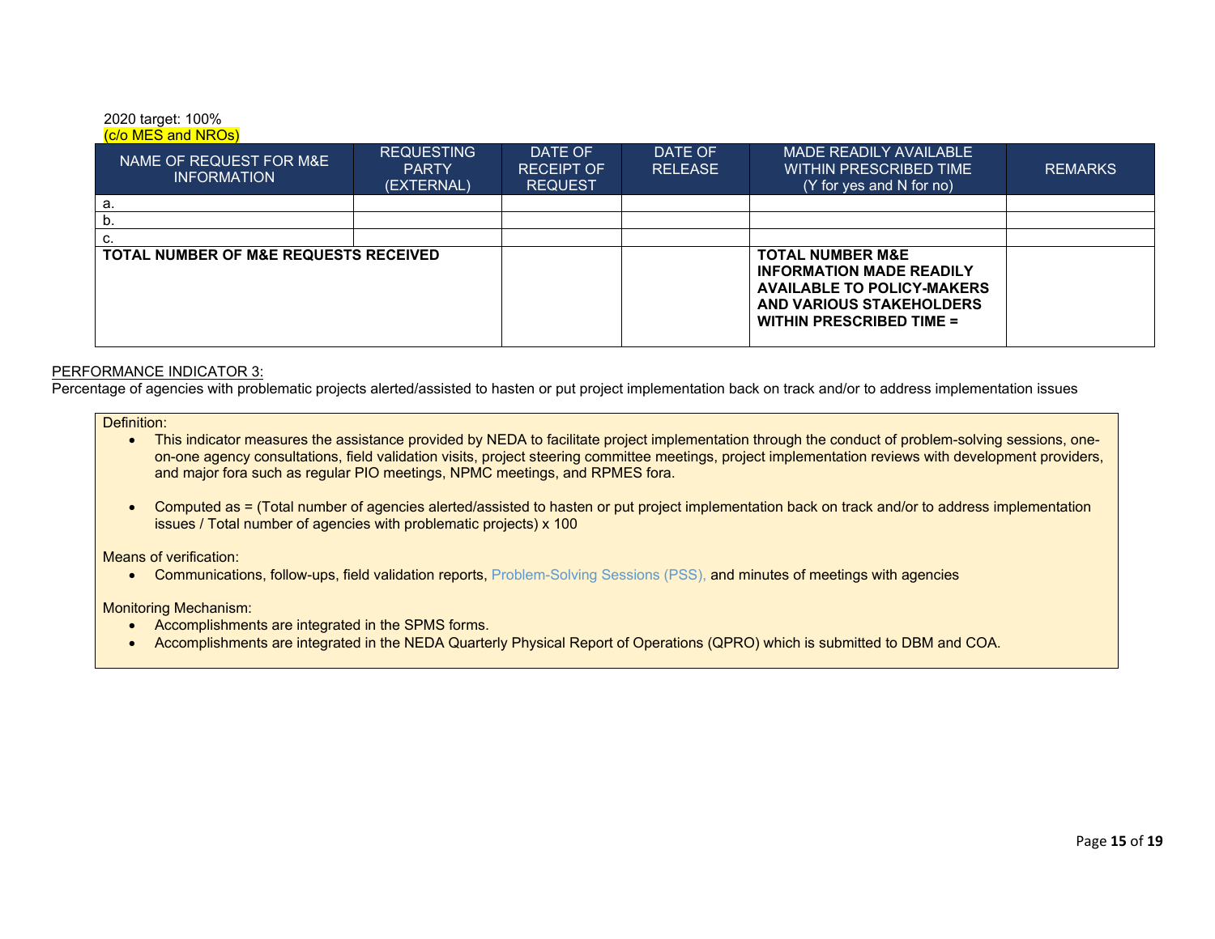2020 target: 100%
(c/o MES and NROs)

| NAME OF REQUEST FOR M&E INFORMATION | REQUESTING PARTY (EXTERNAL) | DATE OF RECEIPT OF REQUEST | DATE OF RELEASE | MADE READILY AVAILABLE WITHIN PRESCRIBED TIME (Y for yes and N for no) | REMARKS |
|---|---|---|---|---|---|
| a. | | | | | |
| b. | | | | | |
| c. | | | | | |
| **TOTAL NUMBER OF M&E REQUESTS RECEIVED** | | | | **TOTAL NUMBER M&E INFORMATION MADE READILY AVAILABLE TO POLICY-MAKERS AND VARIOUS STAKEHOLDERS WITHIN PRESCRIBED TIME =** | |

PERFORMANCE INDICATOR 3:

Percentage of agencies with problematic projects alerted/assisted to hasten or put project implementation back on track and/or to address implementation issues

Definition:

- This indicator measures the assistance provided by NEDA to facilitate project implementation through the conduct of problem-solving sessions, one-on-one agency consultations, field validation visits, project steering committee meetings, project implementation reviews with development providers, and major fora such as regular PIO meetings, NPMC meetings, and RPMES fora.

- Computed as = (Total number of agencies alerted/assisted to hasten or put project implementation back on track and/or to address implementation issues / Total number of agencies with problematic projects) x 100

Means of verification:

- Communications, follow-ups, field validation reports, Problem-Solving Sessions (PSS), and minutes of meetings with agencies

Monitoring Mechanism:

- Accomplishments are integrated in the SPMS forms.
- Accomplishments are integrated in the NEDA Quarterly Physical Report of Operations (QPRO) which is submitted to DBM and COA.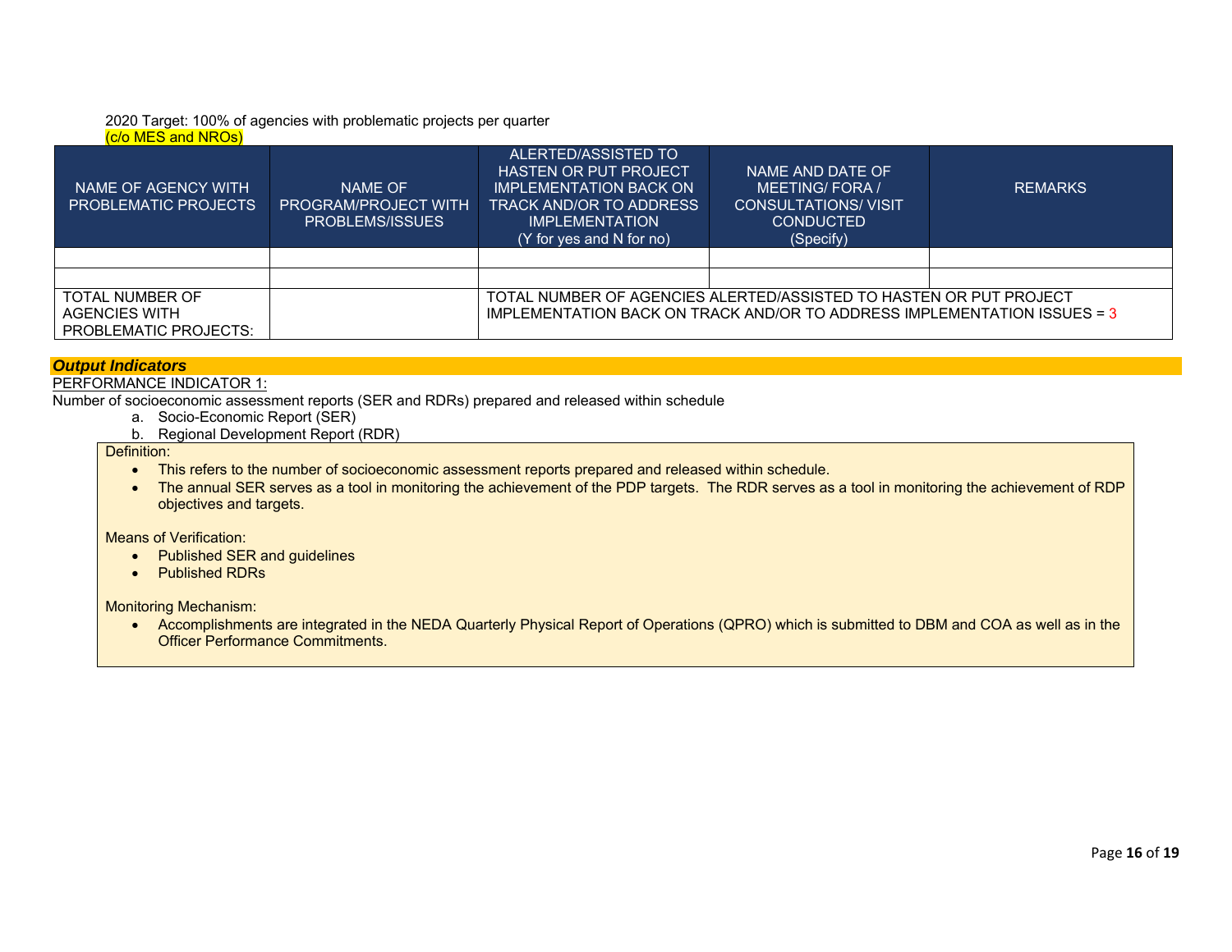2020 Target: 100% of agencies with problematic projects per quarter
(c/o MES and NROs)

| NAME OF AGENCY WITH PROBLEMATIC PROJECTS | NAME OF PROGRAM/PROJECT WITH PROBLEMS/ISSUES | ALERTED/ASSISTED TO HASTEN OR PUT PROJECT IMPLEMENTATION BACK ON TRACK AND/OR TO ADDRESS IMPLEMENTATION (Y for yes and N for no) | NAME AND DATE OF MEETING/ FORA / CONSULTATIONS/ VISIT CONDUCTED (Specify) | REMARKS |
|---|---|---|---|---|
| | | | | |
| | | | | |
| TOTAL NUMBER OF AGENCIES WITH PROBLEMATIC PROJECTS: | | TOTAL NUMBER OF AGENCIES ALERTED/ASSISTED TO HASTEN OR PUT PROJECT IMPLEMENTATION BACK ON TRACK AND/OR TO ADDRESS IMPLEMENTATION ISSUES = 3 | | |

***Output Indicators***

PERFORMANCE INDICATOR 1:

Number of socioeconomic assessment reports (SER and RDRs) prepared and released within schedule

a. Socio-Economic Report (SER)
b. Regional Development Report (RDR)

Definition:

- This refers to the number of socioeconomic assessment reports prepared and released within schedule.
- The annual SER serves as a tool in monitoring the achievement of the PDP targets. The RDR serves as a tool in monitoring the achievement of RDP objectives and targets.

Means of Verification:

- Published SER and guidelines
- Published RDRs

Monitoring Mechanism:

- Accomplishments are integrated in the NEDA Quarterly Physical Report of Operations (QPRO) which is submitted to DBM and COA as well as in the Officer Performance Commitments.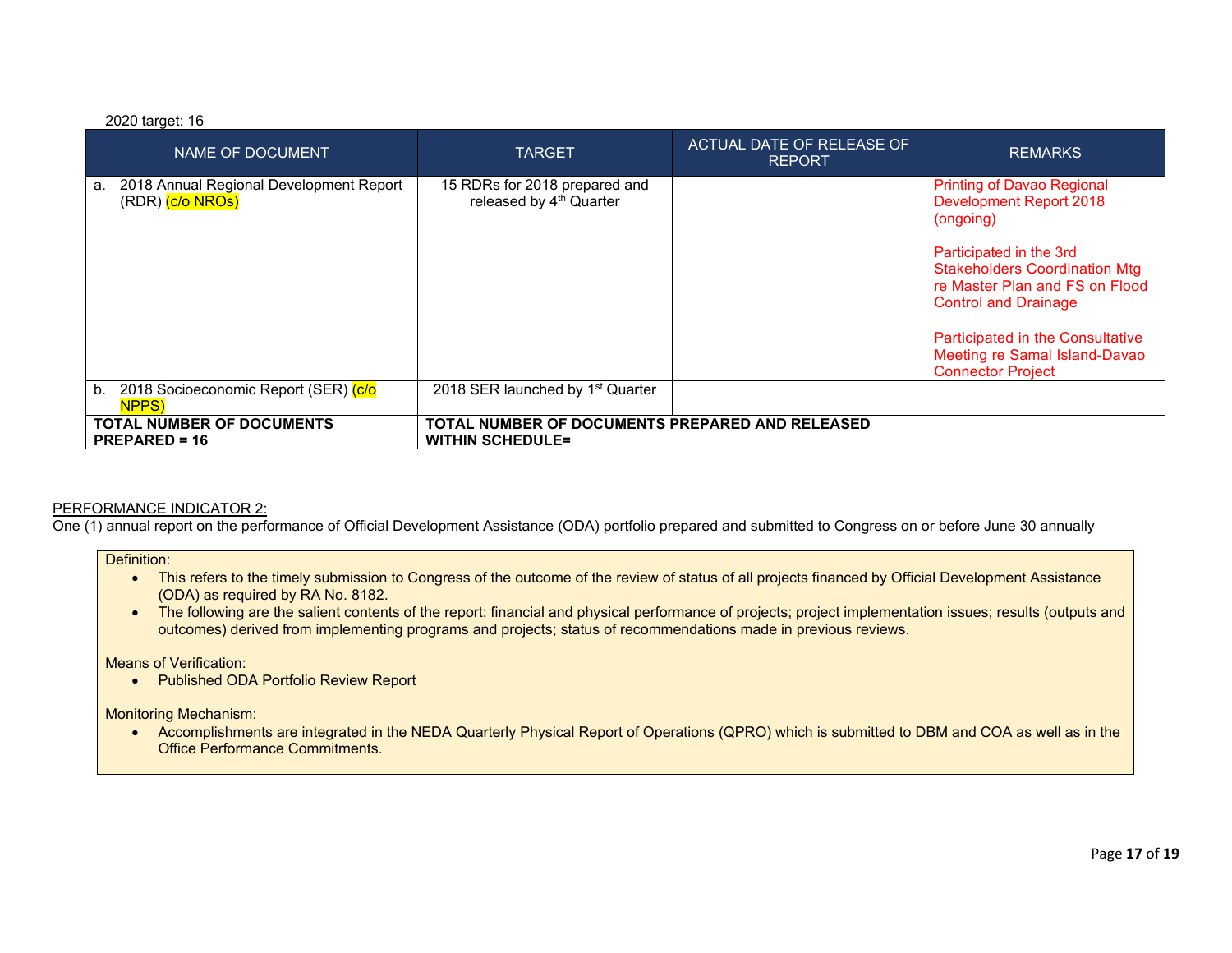2020 target: 16

| NAME OF DOCUMENT | TARGET | ACTUAL DATE OF RELEASE OF REPORT | REMARKS |
|---|---|---|---|
| a. 2018 Annual Regional Development Report (RDR) (c/o NROs) | 15 RDRs for 2018 prepared and released by 4th Quarter | | Printing of Davao Regional Development Report 2018 (ongoing)<br><br>Participated in the 3rd Stakeholders Coordination Mtg re Master Plan and FS on Flood Control and Drainage<br><br>Participated in the Consultative Meeting re Samal Island-Davao Connector Project |
| b. 2018 Socioeconomic Report (SER) (c/o NPPS) | 2018 SER launched by 1st Quarter | | |
| **TOTAL NUMBER OF DOCUMENTS PREPARED = 16** | **TOTAL NUMBER OF DOCUMENTS PREPARED AND RELEASED WITHIN SCHEDULE=** | | |

PERFORMANCE INDICATOR 2:

One (1) annual report on the performance of Official Development Assistance (ODA) portfolio prepared and submitted to Congress on or before June 30 annually

Definition:

- This refers to the timely submission to Congress of the outcome of the review of status of all projects financed by Official Development Assistance (ODA) as required by RA No. 8182.
- The following are the salient contents of the report: financial and physical performance of projects; project implementation issues; results (outputs and outcomes) derived from implementing programs and projects; status of recommendations made in previous reviews.

Means of Verification:

- Published ODA Portfolio Review Report

Monitoring Mechanism:

- Accomplishments are integrated in the NEDA Quarterly Physical Report of Operations (QPRO) which is submitted to DBM and COA as well as in the Office Performance Commitments.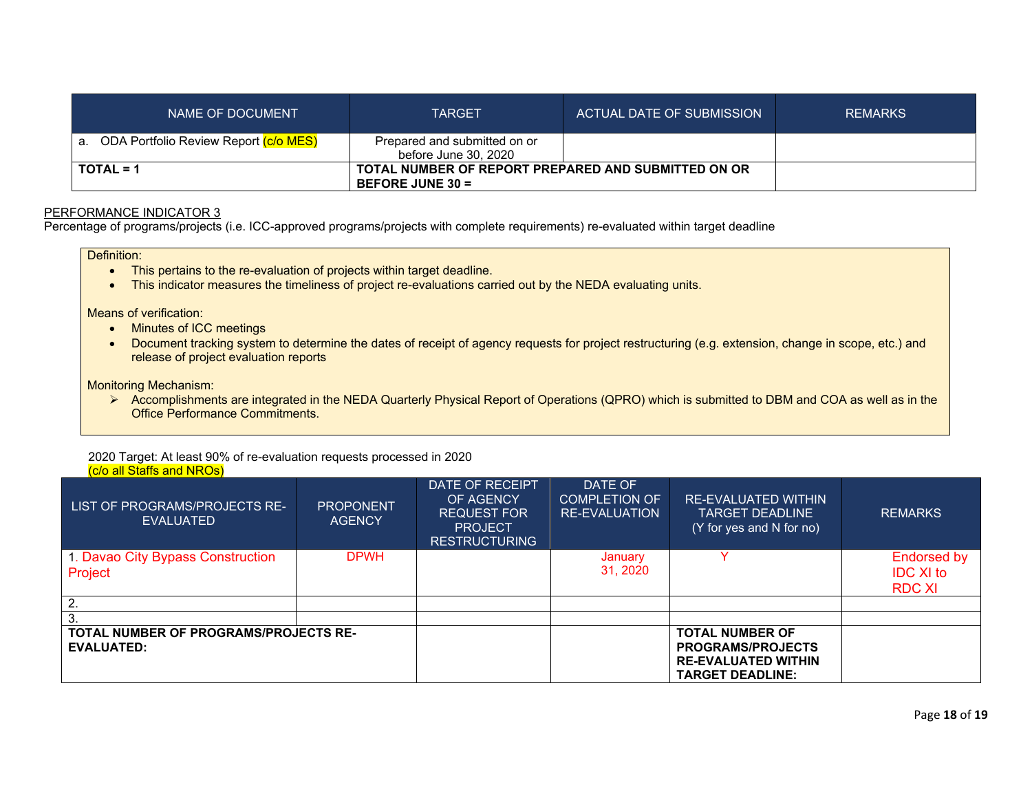| NAME OF DOCUMENT | TARGET | ACTUAL DATE OF SUBMISSION | REMARKS |
|---|---|---|---|
| a. ODA Portfolio Review Report (c/o MES) | Prepared and submitted on or before June 30, 2020 | | |
| **TOTAL = 1** | **TOTAL NUMBER OF REPORT PREPARED AND SUBMITTED ON OR BEFORE JUNE 30 =** | | |

PERFORMANCE INDICATOR 3

Percentage of programs/projects (i.e. ICC-approved programs/projects with complete requirements) re-evaluated within target deadline

Definition:

- This pertains to the re-evaluation of projects within target deadline.
- This indicator measures the timeliness of project re-evaluations carried out by the NEDA evaluating units.

Means of verification:

- Minutes of ICC meetings
- Document tracking system to determine the dates of receipt of agency requests for project restructuring (e.g. extension, change in scope, etc.) and release of project evaluation reports

Monitoring Mechanism:

- Accomplishments are integrated in the NEDA Quarterly Physical Report of Operations (QPRO) which is submitted to DBM and COA as well as in the Office Performance Commitments.

2020 Target: At least 90% of re-evaluation requests processed in 2020
(c/o all Staffs and NROs)

| LIST OF PROGRAMS/PROJECTS RE-EVALUATED | PROPONENT AGENCY | DATE OF RECEIPT OF AGENCY REQUEST FOR PROJECT RESTRUCTURING | DATE OF COMPLETION OF RE-EVALUATION | RE-EVALUATED WITHIN TARGET DEADLINE (Y for yes and N for no) | REMARKS |
|---|---|---|---|---|---|
| 1. Davao City Bypass Construction Project | DPWH | | January 31, 2020 | Y | Endorsed by IDC XI to RDC XI |
| 2. | | | | | |
| 3. | | | | | |
| **TOTAL NUMBER OF PROGRAMS/PROJECTS RE-EVALUATED:** | | | | **TOTAL NUMBER OF PROGRAMS/PROJECTS RE-EVALUATED WITHIN TARGET DEADLINE:** | |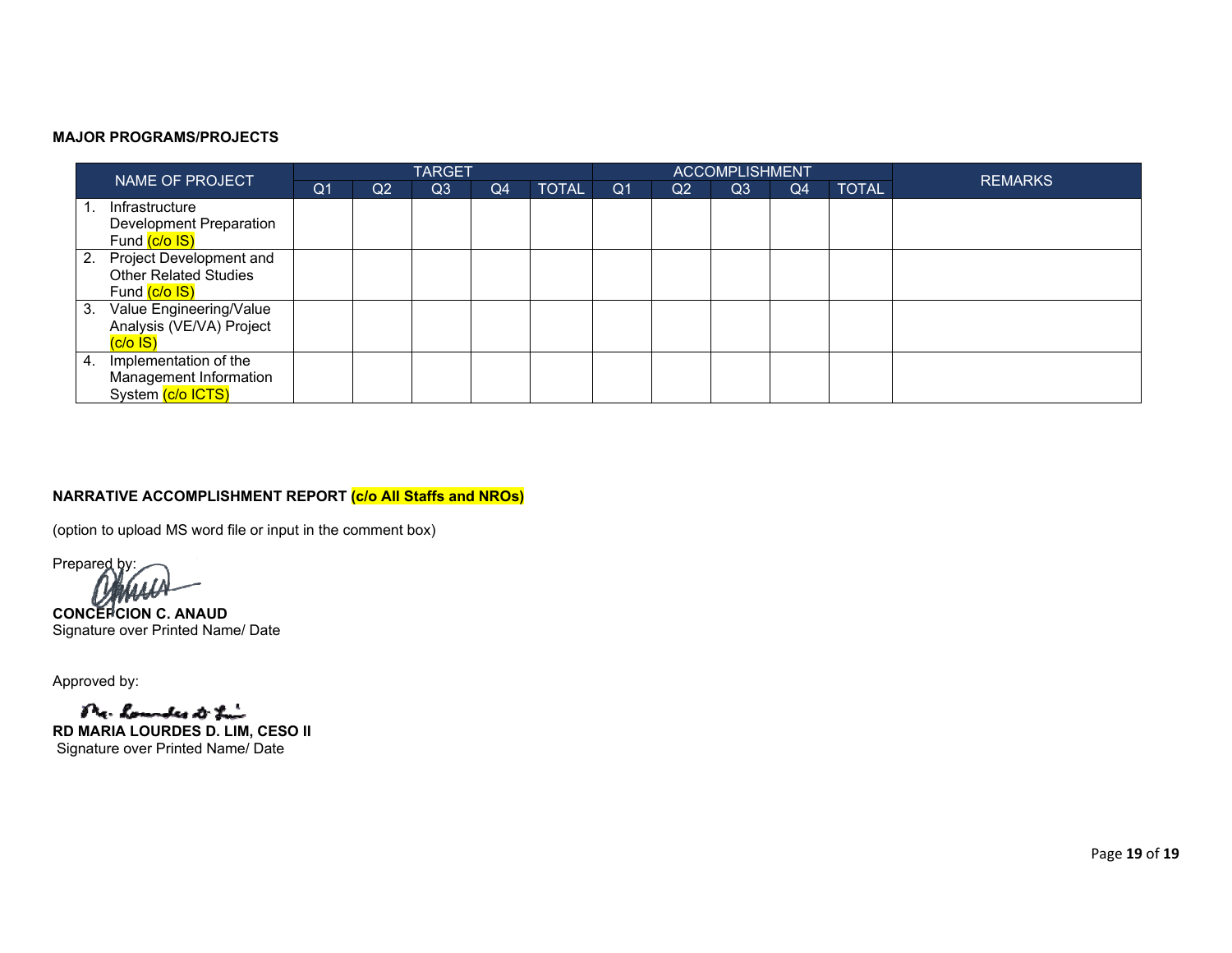**MAJOR PROGRAMS/PROJECTS**

| NAME OF PROJECT | TARGET | | | | | ACCOMPLISHMENT | | | | | REMARKS |
|---|---|---|---|---|---|---|---|---|---|---|---|
| | Q1 | Q2 | Q3 | Q4 | TOTAL | Q1 | Q2 | Q3 | Q4 | TOTAL | |
| 1. Infrastructure Development Preparation Fund (c/o IS) | | | | | | | | | | | |
| 2. Project Development and Other Related Studies Fund (c/o IS) | | | | | | | | | | | |
| 3. Value Engineering/Value Analysis (VE/VA) Project (c/o IS) | | | | | | | | | | | |
| 4. Implementation of the Management Information System (c/o ICTS) | | | | | | | | | | | |

**NARRATIVE ACCOMPLISHMENT REPORT (c/o All Staffs and NROs)**

(option to upload MS word file or input in the comment box)

Prepared by:

**CONCEPCION C. ANAUD**
Signature over Printed Name/ Date

Approved by:

**RD MARIA LOURDES D. LIM, CESO II**
Signature over Printed Name/ Date